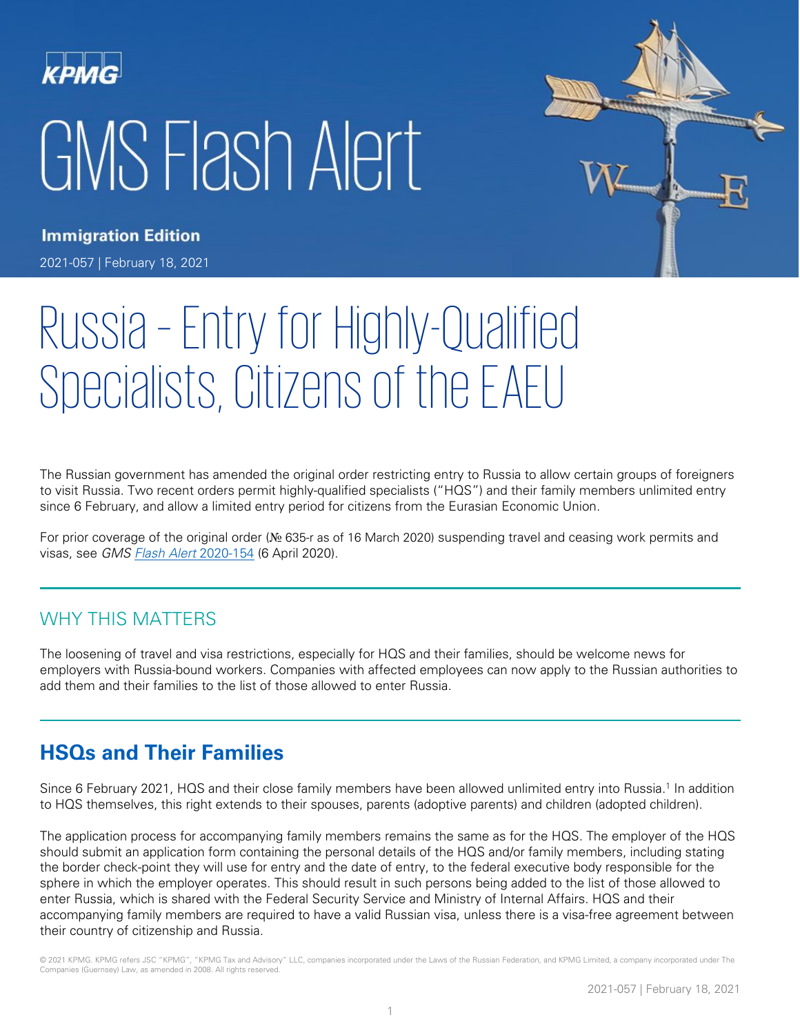KPMG

# GMS Flash Alert

**Immigration Edition**

2021-057 | February 18, 2021

# Russia – Entry for Highly-Qualified Specialists, Citizens of the EAEU

The Russian government has amended the original order restricting entry to Russia to allow certain groups of foreigners to visit Russia. Two recent orders permit highly-qualified specialists ("HQS") and their family members unlimited entry since 6 February, and allow a limited entry period for citizens from the Eurasian Economic Union.

For prior coverage of the original order (№ 635-r as of 16 March 2020) suspending travel and ceasing work permits and visas, see *GMS Flash Alert* 2020-154 (6 April 2020).

## WHY THIS MATTERS

The loosening of travel and visa restrictions, especially for HQS and their families, should be welcome news for employers with Russia-bound workers. Companies with affected employees can now apply to the Russian authorities to add them and their families to the list of those allowed to enter Russia.

## HSQs and Their Families

Since 6 February 2021, HQS and their close family members have been allowed unlimited entry into Russia.[1] In addition to HQS themselves, this right extends to their spouses, parents (adoptive parents) and children (adopted children).

The application process for accompanying family members remains the same as for the HQS. The employer of the HQS should submit an application form containing the personal details of the HQS and/or family members, including stating the border check-point they will use for entry and the date of entry, to the federal executive body responsible for the sphere in which the employer operates. This should result in such persons being added to the list of those allowed to enter Russia, which is shared with the Federal Security Service and Ministry of Internal Affairs. HQS and their accompanying family members are required to have a valid Russian visa, unless there is a visa-free agreement between their country of citizenship and Russia.

© 2021 KPMG. KPMG refers JSC "KPMG", "KPMG Tax and Advisory" LLC, companies incorporated under the Laws of the Russian Federation, and KPMG Limited, a company incorporated under The Companies (Guernsey) Law, as amended in 2008. All rights reserved.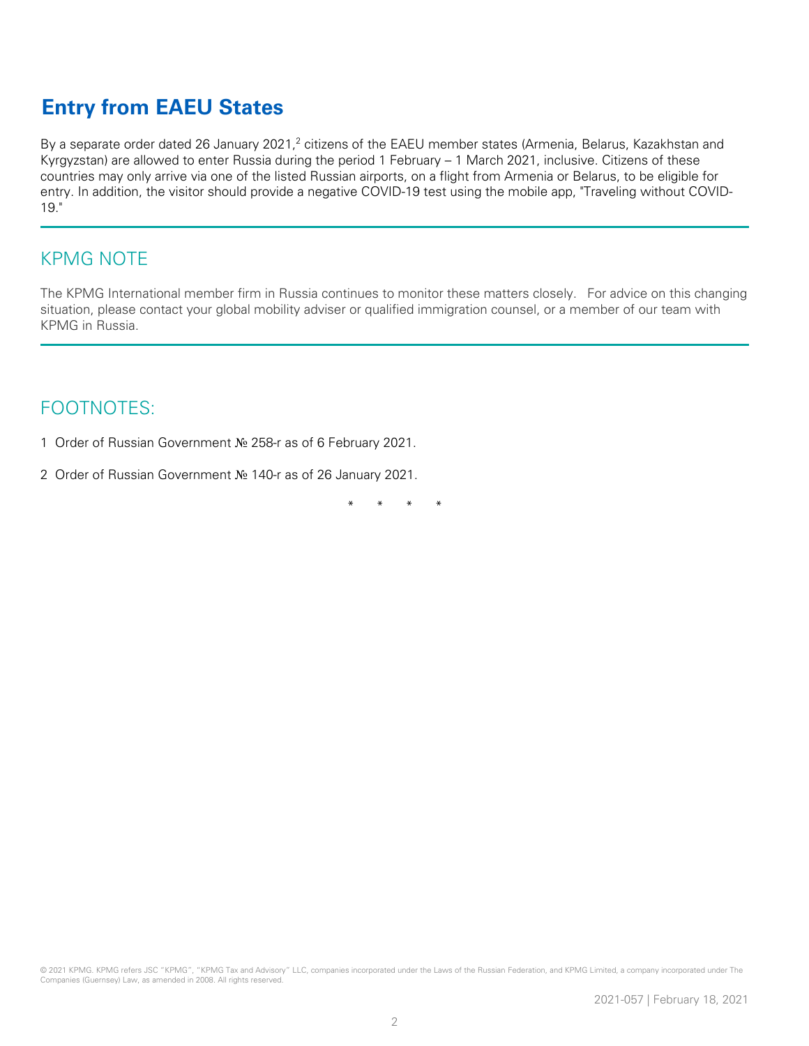## Entry from EAEU States

By a separate order dated 26 January 2021,[2] citizens of the EAEU member states (Armenia, Belarus, Kazakhstan and Kyrgyzstan) are allowed to enter Russia during the period 1 February – 1 March 2021, inclusive. Citizens of these countries may only arrive via one of the listed Russian airports, on a flight from Armenia or Belarus, to be eligible for entry. In addition, the visitor should provide a negative COVID-19 test using the mobile app, "Traveling without COVID-19."

## KPMG NOTE

The KPMG International member firm in Russia continues to monitor these matters closely. For advice on this changing situation, please contact your global mobility adviser or qualified immigration counsel, or a member of our team with KPMG in Russia.

## FOOTNOTES:

1 Order of Russian Government № 258-r as of 6 February 2021.

2 Order of Russian Government № 140-r as of 26 January 2021.

\* \* \* \*

© 2021 KPMG. KPMG refers JSC "KPMG", "KPMG Tax and Advisory" LLC, companies incorporated under the Laws of the Russian Federation, and KPMG Limited, a company incorporated under The Companies (Guernsey) Law, as amended in 2008. All rights reserved.

2021-057 | February 18, 2021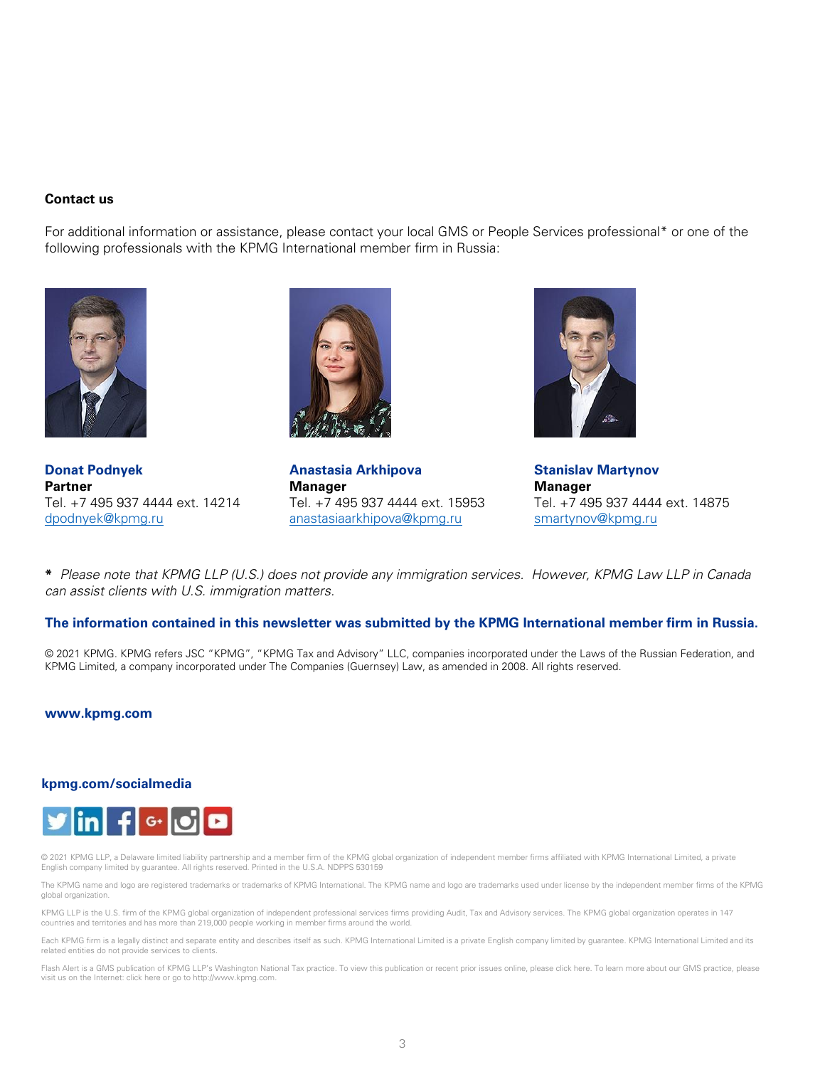**Contact us**

For additional information or assistance, please contact your local GMS or People Services professional* or one of the following professionals with the KPMG International member firm in Russia:

**Donat Podnyek**
**Partner**
Tel. +7 495 937 4444 ext. 14214
dpodnyek@kpmg.ru

**Anastasia Arkhipova**
**Manager**
Tel. +7 495 937 4444 ext. 15953
anastasiaarkhipova@kpmg.ru

**Stanislav Martynov**
**Manager**
Tel. +7 495 937 4444 ext. 14875
smartynov@kpmg.ru

**\*** *Please note that KPMG LLP (U.S.) does not provide any immigration services. However, KPMG Law LLP in Canada can assist clients with U.S. immigration matters.*

**The information contained in this newsletter was submitted by the KPMG International member firm in Russia.**

© 2021 KPMG. KPMG refers JSC "KPMG", "KPMG Tax and Advisory" LLC, companies incorporated under the Laws of the Russian Federation, and KPMG Limited, a company incorporated under The Companies (Guernsey) Law, as amended in 2008. All rights reserved.

**www.kpmg.com**

**kpmg.com/socialmedia**

© 2021 KPMG LLP, a Delaware limited liability partnership and a member firm of the KPMG global organization of independent member firms affiliated with KPMG International Limited, a private English company limited by guarantee. All rights reserved. Printed in the U.S.A. NDPPS 530159

The KPMG name and logo are registered trademarks or trademarks of KPMG International. The KPMG name and logo are trademarks used under license by the independent member firms of the KPMG global organization.

KPMG LLP is the U.S. firm of the KPMG global organization of independent professional services firms providing Audit, Tax and Advisory services. The KPMG global organization operates in 147 countries and territories and has more than 219,000 people working in member firms around the world.

Each KPMG firm is a legally distinct and separate entity and describes itself as such. KPMG International Limited is a private English company limited by guarantee. KPMG International Limited and its related entities do not provide services to clients.

Flash Alert is a GMS publication of KPMG LLP's Washington National Tax practice. To view this publication or recent prior issues online, please click here. To learn more about our GMS practice, please visit us on the Internet: click here or go to http://www.kpmg.com.